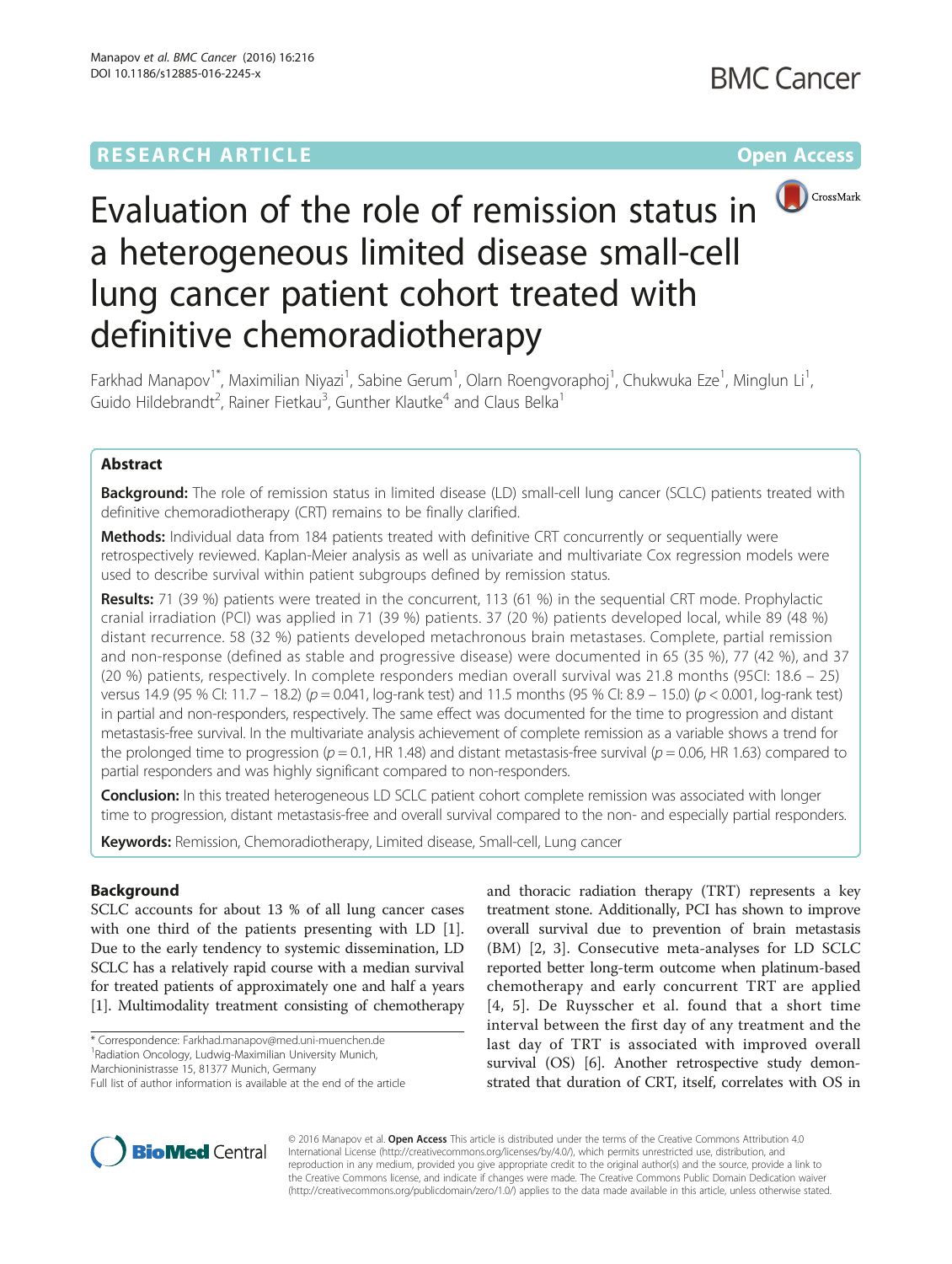**RESEARCH ARTICLE** **Open Access**

# Evaluation of the role of remission status in a heterogeneous limited disease small-cell lung cancer patient cohort treated with definitive chemoradiotherapy

Farkhad Manapov[1*], Maximilian Niyazi[1], Sabine Gerum[1], Olarn Roengvoraphoj[1], Chukwuka Eze[1], Minglun Li[1], Guido Hildebrandt[2], Rainer Fietkau[3], Gunther Klautke[4] and Claus Belka[1]

## Abstract

**Background:** The role of remission status in limited disease (LD) small-cell lung cancer (SCLC) patients treated with definitive chemoradiotherapy (CRT) remains to be finally clarified.

**Methods:** Individual data from 184 patients treated with definitive CRT concurrently or sequentially were retrospectively reviewed. Kaplan-Meier analysis as well as univariate and multivariate Cox regression models were used to describe survival within patient subgroups defined by remission status.

**Results:** 71 (39 %) patients were treated in the concurrent, 113 (61 %) in the sequential CRT mode. Prophylactic cranial irradiation (PCI) was applied in 71 (39 %) patients. 37 (20 %) patients developed local, while 89 (48 %) distant recurrence. 58 (32 %) patients developed metachronous brain metastases. Complete, partial remission and non-response (defined as stable and progressive disease) were documented in 65 (35 %), 77 (42 %), and 37 (20 %) patients, respectively. In complete responders median overall survival was 21.8 months (95CI: 18.6 – 25) versus 14.9 (95 % CI: 11.7 – 18.2) ($p = 0.041$, log-rank test) and 11.5 months (95 % CI: 8.9 – 15.0) ($p < 0.001$, log-rank test) in partial and non-responders, respectively. The same effect was documented for the time to progression and distant metastasis-free survival. In the multivariate analysis achievement of complete remission as a variable shows a trend for the prolonged time to progression ($p = 0.1$, HR 1.48) and distant metastasis-free survival ($p = 0.06$, HR 1.63) compared to partial responders and was highly significant compared to non-responders.

**Conclusion:** In this treated heterogeneous LD SCLC patient cohort complete remission was associated with longer time to progression, distant metastasis-free and overall survival compared to the non- and especially partial responders.

**Keywords:** Remission, Chemoradiotherapy, Limited disease, Small-cell, Lung cancer

## Background

SCLC accounts for about 13 % of all lung cancer cases with one third of the patients presenting with LD [1]. Due to the early tendency to systemic dissemination, LD SCLC has a relatively rapid course with a median survival for treated patients of approximately one and half a years [1]. Multimodality treatment consisting of chemotherapy and thoracic radiation therapy (TRT) represents a key treatment stone. Additionally, PCI has shown to improve overall survival due to prevention of brain metastasis (BM) [2, 3]. Consecutive meta-analyses for LD SCLC reported better long-term outcome when platinum-based chemotherapy and early concurrent TRT are applied [4, 5]. De Ruysscher et al. found that a short time interval between the first day of any treatment and the last day of TRT is associated with improved overall survival (OS) [6]. Another retrospective study demonstrated that duration of CRT, itself, correlates with OS in

\* Correspondence: Farkhad.manapov@med.uni-muenchen.de
[1]Radiation Oncology, Ludwig-Maximilian University Munich, Marchioninistrasse 15, 81377 Munich, Germany
Full list of author information is available at the end of the article

© 2016 Manapov et al. **Open Access** This article is distributed under the terms of the Creative Commons Attribution 4.0 International License (http://creativecommons.org/licenses/by/4.0/), which permits unrestricted use, distribution, and reproduction in any medium, provided you give appropriate credit to the original author(s) and the source, provide a link to the Creative Commons license, and indicate if changes were made. The Creative Commons Public Domain Dedication waiver (http://creativecommons.org/publicdomain/zero/1.0/) applies to the data made available in this article, unless otherwise stated.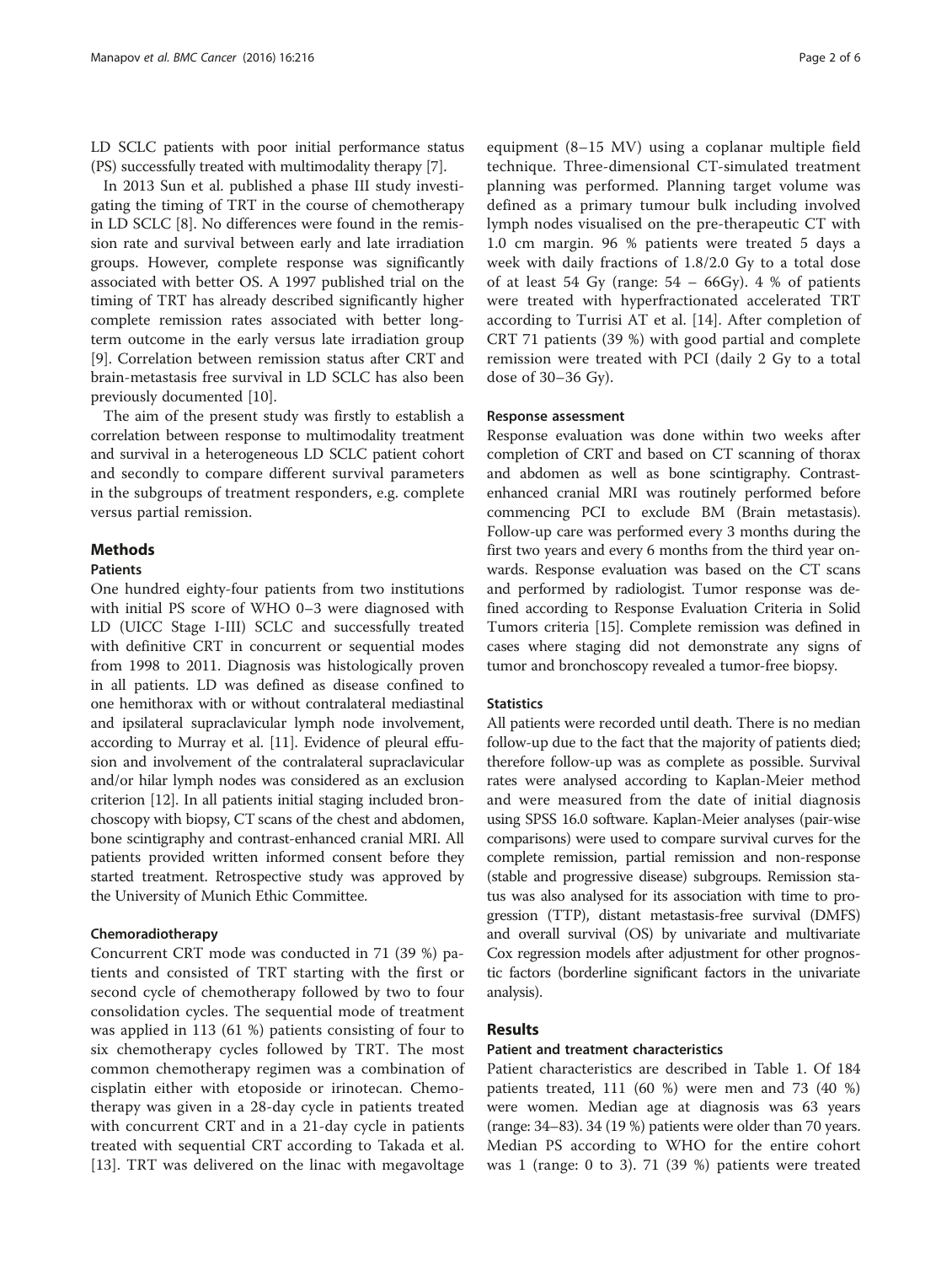LD SCLC patients with poor initial performance status (PS) successfully treated with multimodality therapy [7].

In 2013 Sun et al. published a phase III study investigating the timing of TRT in the course of chemotherapy in LD SCLC [8]. No differences were found in the remission rate and survival between early and late irradiation groups. However, complete response was significantly associated with better OS. A 1997 published trial on the timing of TRT has already described significantly higher complete remission rates associated with better long-term outcome in the early versus late irradiation group [9]. Correlation between remission status after CRT and brain-metastasis free survival in LD SCLC has also been previously documented [10].

The aim of the present study was firstly to establish a correlation between response to multimodality treatment and survival in a heterogeneous LD SCLC patient cohort and secondly to compare different survival parameters in the subgroups of treatment responders, e.g. complete versus partial remission.

## Methods

### Patients

One hundred eighty-four patients from two institutions with initial PS score of WHO 0–3 were diagnosed with LD (UICC Stage I-III) SCLC and successfully treated with definitive CRT in concurrent or sequential modes from 1998 to 2011. Diagnosis was histologically proven in all patients. LD was defined as disease confined to one hemithorax with or without contralateral mediastinal and ipsilateral supraclavicular lymph node involvement, according to Murray et al. [11]. Evidence of pleural effusion and involvement of the contralateral supraclavicular and/or hilar lymph nodes was considered as an exclusion criterion [12]. In all patients initial staging included bronchoscopy with biopsy, CT scans of the chest and abdomen, bone scintigraphy and contrast-enhanced cranial MRI. All patients provided written informed consent before they started treatment. Retrospective study was approved by the University of Munich Ethic Committee.

### Chemoradiotherapy

Concurrent CRT mode was conducted in 71 (39 %) patients and consisted of TRT starting with the first or second cycle of chemotherapy followed by two to four consolidation cycles. The sequential mode of treatment was applied in 113 (61 %) patients consisting of four to six chemotherapy cycles followed by TRT. The most common chemotherapy regimen was a combination of cisplatin either with etoposide or irinotecan. Chemotherapy was given in a 28-day cycle in patients treated with concurrent CRT and in a 21-day cycle in patients treated with sequential CRT according to Takada et al. [13]. TRT was delivered on the linac with megavoltage equipment (8–15 MV) using a coplanar multiple field technique. Three-dimensional CT-simulated treatment planning was performed. Planning target volume was defined as a primary tumour bulk including involved lymph nodes visualised on the pre-therapeutic CT with 1.0 cm margin. 96 % patients were treated 5 days a week with daily fractions of 1.8/2.0 Gy to a total dose of at least 54 Gy (range: 54 – 66Gy). 4 % of patients were treated with hyperfractionated accelerated TRT according to Turrisi AT et al. [14]. After completion of CRT 71 patients (39 %) with good partial and complete remission were treated with PCI (daily 2 Gy to a total dose of 30–36 Gy).

### Response assessment

Response evaluation was done within two weeks after completion of CRT and based on CT scanning of thorax and abdomen as well as bone scintigraphy. Contrast-enhanced cranial MRI was routinely performed before commencing PCI to exclude BM (Brain metastasis). Follow-up care was performed every 3 months during the first two years and every 6 months from the third year onwards. Response evaluation was based on the CT scans and performed by radiologist. Tumor response was defined according to Response Evaluation Criteria in Solid Tumors criteria [15]. Complete remission was defined in cases where staging did not demonstrate any signs of tumor and bronchoscopy revealed a tumor-free biopsy.

### Statistics

All patients were recorded until death. There is no median follow-up due to the fact that the majority of patients died; therefore follow-up was as complete as possible. Survival rates were analysed according to Kaplan-Meier method and were measured from the date of initial diagnosis using SPSS 16.0 software. Kaplan-Meier analyses (pair-wise comparisons) were used to compare survival curves for the complete remission, partial remission and non-response (stable and progressive disease) subgroups. Remission status was also analysed for its association with time to progression (TTP), distant metastasis-free survival (DMFS) and overall survival (OS) by univariate and multivariate Cox regression models after adjustment for other prognostic factors (borderline significant factors in the univariate analysis).

## Results

### Patient and treatment characteristics

Patient characteristics are described in Table 1. Of 184 patients treated, 111 (60 %) were men and 73 (40 %) were women. Median age at diagnosis was 63 years (range: 34–83). 34 (19 %) patients were older than 70 years. Median PS according to WHO for the entire cohort was 1 (range: 0 to 3). 71 (39 %) patients were treated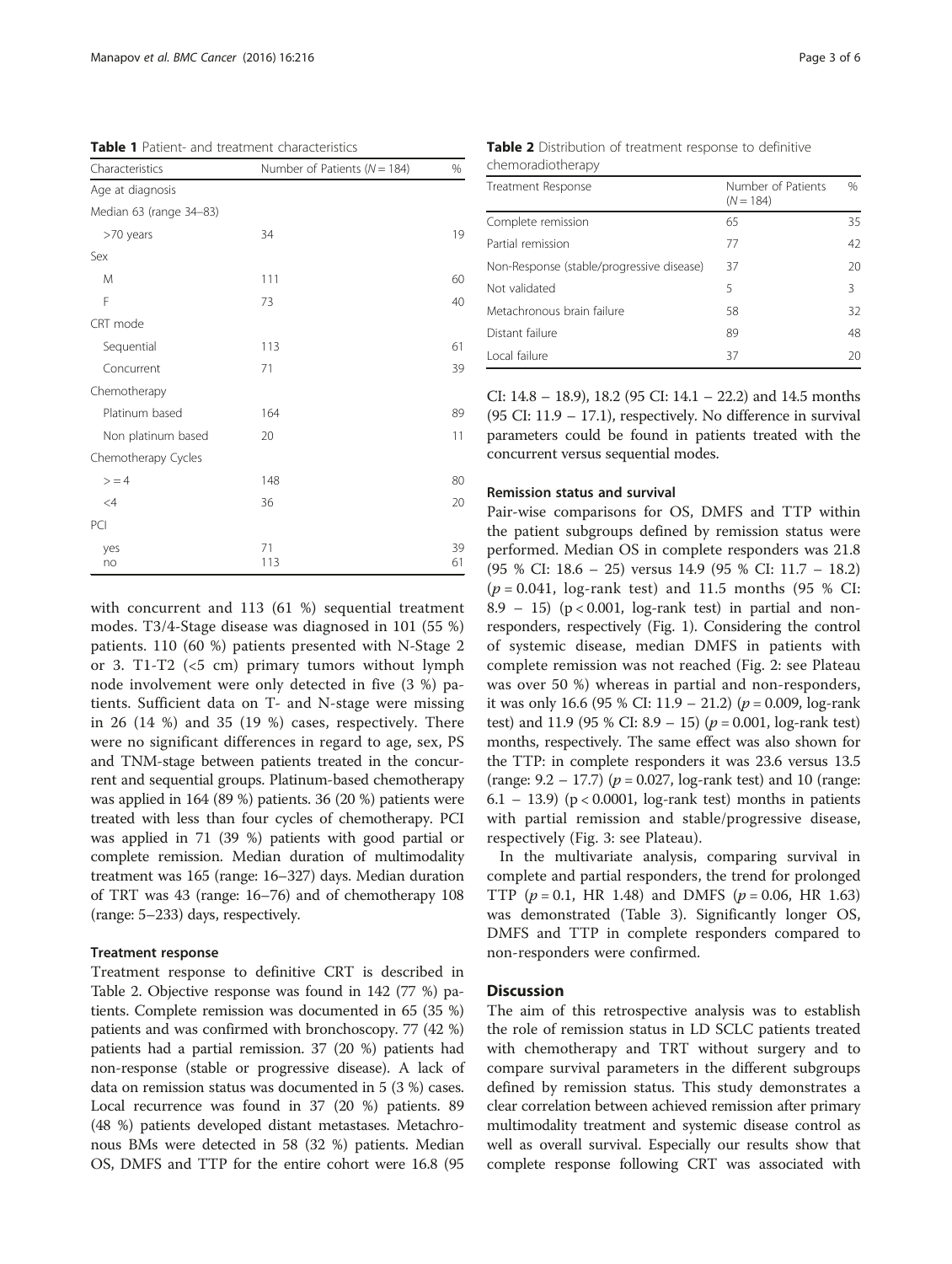**Table 1** Patient- and treatment characteristics

| Characteristics | Number of Patients (N = 184) | % |
|---|---|---|
| Age at diagnosis | | |
| Median 63 (range 34–83) | | |
| >70 years | 34 | 19 |
| Sex | | |
| M | 111 | 60 |
| F | 73 | 40 |
| CRT mode | | |
| Sequential | 113 | 61 |
| Concurrent | 71 | 39 |
| Chemotherapy | | |
| Platinum based | 164 | 89 |
| Non platinum based | 20 | 11 |
| Chemotherapy Cycles | | |
| > = 4 | 148 | 80 |
| <4 | 36 | 20 |
| PCI | | |
| yes | 71 | 39 |
| no | 113 | 61 |

with concurrent and 113 (61 %) sequential treatment modes. T3/4-Stage disease was diagnosed in 101 (55 %) patients. 110 (60 %) patients presented with N-Stage 2 or 3. T1-T2 (<5 cm) primary tumors without lymph node involvement were only detected in five (3 %) patients. Sufficient data on T- and N-stage were missing in 26 (14 %) and 35 (19 %) cases, respectively. There were no significant differences in regard to age, sex, PS and TNM-stage between patients treated in the concurrent and sequential groups. Platinum-based chemotherapy was applied in 164 (89 %) patients. 36 (20 %) patients were treated with less than four cycles of chemotherapy. PCI was applied in 71 (39 %) patients with good partial or complete remission. Median duration of multimodality treatment was 165 (range: 16–327) days. Median duration of TRT was 43 (range: 16–76) and of chemotherapy 108 (range: 5–233) days, respectively.

#### Treatment response

Treatment response to definitive CRT is described in Table 2. Objective response was found in 142 (77 %) patients. Complete remission was documented in 65 (35 %) patients and was confirmed with bronchoscopy. 77 (42 %) patients had a partial remission. 37 (20 %) patients had non-response (stable or progressive disease). A lack of data on remission status was documented in 5 (3 %) cases. Local recurrence was found in 37 (20 %) patients. 89 (48 %) patients developed distant metastases. Metachronous BMs were detected in 58 (32 %) patients. Median OS, DMFS and TTP for the entire cohort were 16.8 (95 CI: 14.8 – 18.9), 18.2 (95 CI: 14.1 – 22.2) and 14.5 months (95 CI: 11.9 – 17.1), respectively. No difference in survival parameters could be found in patients treated with the concurrent versus sequential modes.

**Table 2** Distribution of treatment response to definitive chemoradiotherapy

| Treatment Response | Number of Patients (N = 184) | % |
|---|---|---|
| Complete remission | 65 | 35 |
| Partial remission | 77 | 42 |
| Non-Response (stable/progressive disease) | 37 | 20 |
| Not validated | 5 | 3 |
| Metachronous brain failure | 58 | 32 |
| Distant failure | 89 | 48 |
| Local failure | 37 | 20 |

#### Remission status and survival

Pair-wise comparisons for OS, DMFS and TTP within the patient subgroups defined by remission status were performed. Median OS in complete responders was 21.8 (95 % CI: 18.6 – 25) versus 14.9 (95 % CI: 11.7 – 18.2) ($p = 0.041$, log-rank test) and 11.5 months (95 % CI: 8.9 – 15) ($p < 0.001$, log-rank test) in partial and non-responders, respectively (Fig. 1). Considering the control of systemic disease, median DMFS in patients with complete remission was not reached (Fig. 2: see Plateau was over 50 %) whereas in partial and non-responders, it was only 16.6 (95 % CI: 11.9 – 21.2) ($p = 0.009$, log-rank test) and 11.9 (95 % CI: 8.9 – 15) ($p = 0.001$, log-rank test) months, respectively. The same effect was also shown for the TTP: in complete responders it was 23.6 versus 13.5 (range: 9.2 – 17.7) ($p = 0.027$, log-rank test) and 10 (range: 6.1 – 13.9) ($p < 0.0001$, log-rank test) months in patients with partial remission and stable/progressive disease, respectively (Fig. 3: see Plateau).

In the multivariate analysis, comparing survival in complete and partial responders, the trend for prolonged TTP ($p = 0.1$, HR 1.48) and DMFS ($p = 0.06$, HR 1.63) was demonstrated (Table 3). Significantly longer OS, DMFS and TTP in complete responders compared to non-responders were confirmed.

## Discussion

The aim of this retrospective analysis was to establish the role of remission status in LD SCLC patients treated with chemotherapy and TRT without surgery and to compare survival parameters in the different subgroups defined by remission status. This study demonstrates a clear correlation between achieved remission after primary multimodality treatment and systemic disease control as well as overall survival. Especially our results show that complete response following CRT was associated with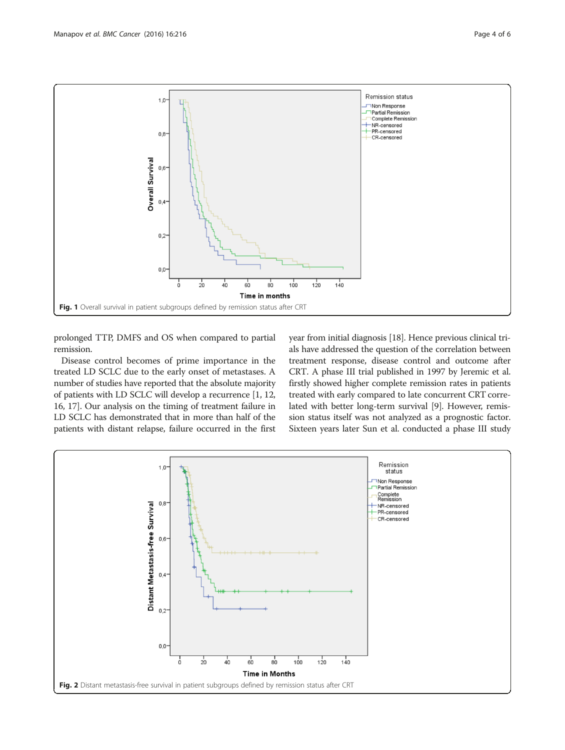Fig. 1 Overall survival in patient subgroups defined by remission status after CRT

prolonged TTP, DMFS and OS when compared to partial remission.

Disease control becomes of prime importance in the treated LD SCLC due to the early onset of metastases. A number of studies have reported that the absolute majority of patients with LD SCLC will develop a recurrence [1, 12, 16, 17]. Our analysis on the timing of treatment failure in LD SCLC has demonstrated that in more than half of the patients with distant relapse, failure occurred in the first year from initial diagnosis [18]. Hence previous clinical trials have addressed the question of the correlation between treatment response, disease control and outcome after CRT. A phase III trial published in 1997 by Jeremic et al. firstly showed higher complete remission rates in patients treated with early compared to late concurrent CRT correlated with better long-term survival [9]. However, remission status itself was not analyzed as a prognostic factor. Sixteen years later Sun et al. conducted a phase III study

Fig. 2 Distant metastasis-free survival in patient subgroups defined by remission status after CRT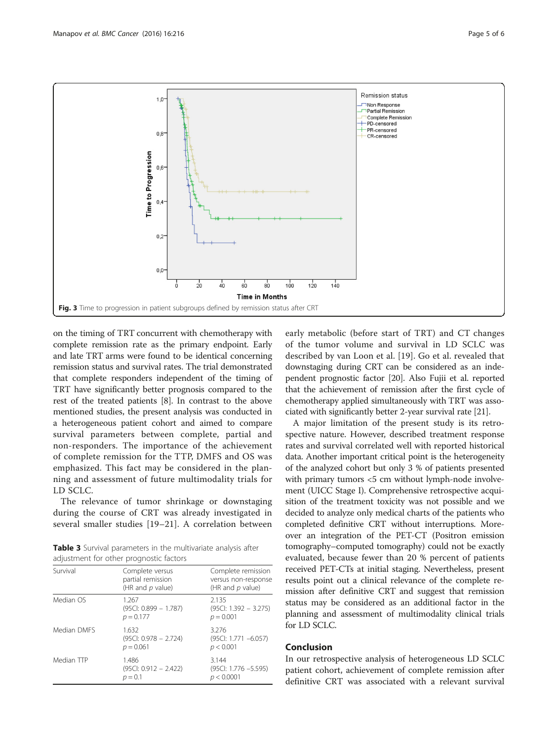Fig. 3 Time to progression in patient subgroups defined by remission status after CRT

on the timing of TRT concurrent with chemotherapy with complete remission rate as the primary endpoint. Early and late TRT arms were found to be identical concerning remission status and survival rates. The trial demonstrated that complete responders independent of the timing of TRT have significantly better prognosis compared to the rest of the treated patients [8]. In contrast to the above mentioned studies, the present analysis was conducted in a heterogeneous patient cohort and aimed to compare survival parameters between complete, partial and non-responders. The importance of the achievement of complete remission for the TTP, DMFS and OS was emphasized. This fact may be considered in the planning and assessment of future multimodality trials for LD SCLC.

The relevance of tumor shrinkage or downstaging during the course of CRT was already investigated in several smaller studies [19–21]. A correlation between early metabolic (before start of TRT) and CT changes of the tumor volume and survival in LD SCLC was described by van Loon et al. [19]. Go et al. revealed that downstaging during CRT can be considered as an independent prognostic factor [20]. Also Fujii et al. reported that the achievement of remission after the first cycle of chemotherapy applied simultaneously with TRT was associated with significantly better 2-year survival rate [21].

**Table 3** Survival parameters in the multivariate analysis after adjustment for other prognostic factors

| Survival | Complete versus partial remission (HR and $p$ value) | Complete remission versus non-response (HR and $p$ value) |
|---|---|---|
| Median OS | 1.267 (95CI: 0.899 – 1.787) $p = 0.177$ | 2.135 (95CI: 1.392 – 3.275) $p = 0.001$ |
| Median DMFS | 1.632 (95CI: 0.978 – 2.724) $p = 0.061$ | 3.276 (95CI: 1.771 –6.057) $p < 0.001$ |
| Median TTP | 1.486 (95CI: 0.912 – 2.422) $p = 0.1$ | 3.144 (95CI: 1.776 –5.595) $p < 0.0001$ |

A major limitation of the present study is its retrospective nature. However, described treatment response rates and survival correlated well with reported historical data. Another important critical point is the heterogeneity of the analyzed cohort but only 3 % of patients presented with primary tumors <5 cm without lymph-node involvement (UICC Stage I). Comprehensive retrospective acquisition of the treatment toxicity was not possible and we decided to analyze only medical charts of the patients who completed definitive CRT without interruptions. Moreover an integration of the PET-CT (Positron emission tomography–computed tomography) could not be exactly evaluated, because fewer than 20 % percent of patients received PET-CTs at initial staging. Nevertheless, present results point out a clinical relevance of the complete remission after definitive CRT and suggest that remission status may be considered as an additional factor in the planning and assessment of multimodality clinical trials for LD SCLC.

## Conclusion

In our retrospective analysis of heterogeneous LD SCLC patient cohort, achievement of complete remission after definitive CRT was associated with a relevant survival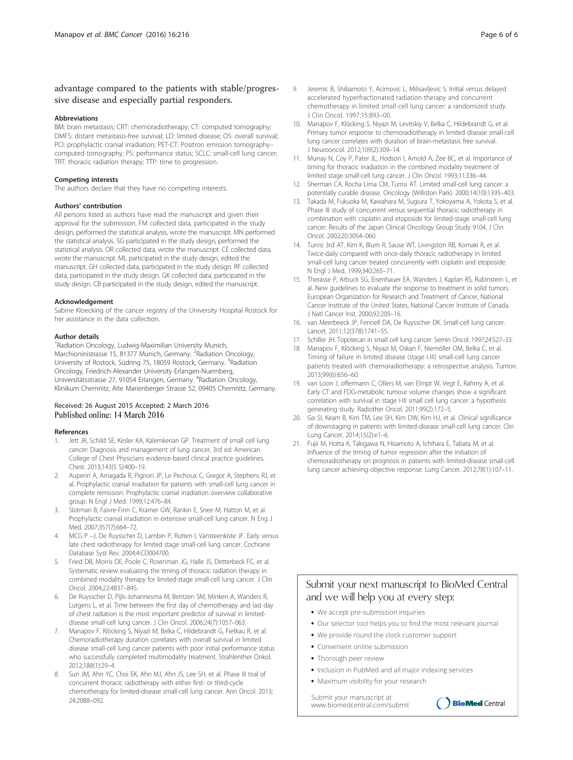advantage compared to the patients with stable/progressive disease and especially partial responders.

### Abbreviations

BM: brain metastasis; CRT: chemoradiotherapy; CT: computed tomography; DMFS: distant metastasis-free survival; LD: limited disease; OS: overall survival; PCI: prophylactic cranial irradiation; PET-CT: Positron emission tomography–computed tomography; PS: performance status; SCLC: small-cell lung cancer; TRT: thoracic radiation therapy; TTP: time to progression.

### Competing interests

The authors declare that they have no competing interests.

### Authors' contribution

All persons listed as authors have read the manuscript and given their approval for the submission. FM collected data, participated in the study design, performed the statistical analysis, wrote the manuscript. MN performed the statistical analysis. SG participated in the study design, performed the statistical analysis. OR collected data, wrote the manuscript. CE collected data, wrote the manuscript. ML participated in the study design, edited the manuscript. GH collected data, participated in the study design. RF collected data, participated in the study design. GK collected data, participated in the study design. CB participated in the study design, edited the manuscript.

### Acknowledgement

Sabine Kloecking of the cancer registry of the University Hospital Rostock for her assistance in the data collection.

### Author details

[1]Radiation Oncology, Ludwig-Maximilian University Munich, Marchioninistrasse 15, 81377 Munich, Germany. [2]Radiation Oncology, University of Rostock, Südring 75, 18059 Rostock, Germany. [3]Radiation Oncology, Friedrich-Alexander University Erlangen-Nuernberg, Universitätsstrasse 27, 91054 Erlangen, Germany. [4]Radiation Oncology, Klinikum Chemnitz, Alte Marienberger Strasse 52, 09405 Chemnitz, Germany.

Received: 26 August 2015 Accepted: 2 March 2016
Published online: 14 March 2016

### References

1. Jett JR, Schild SE, Kesler KA, Kalemkerian GP. Treatment of small cell lung cancer: Diagnosis and management of lung cancer, 3rd ed: American College of Chest Physicians evidence-based clinical practice guidelines. Chest. 2013;143(5 S):400–19.
2. Auperin A, Arriagada R, Pignon JP, Le Pechoux C, Gregor A, Stephens RJ, et al. Prophylactic cranial irradiation for patients with small-cell lung cancer in complete remission. Prophylactic cranial irradiation overview collaborative group. N Engl J Med. 1999;12:476–84.
3. Slotman B, Faivre-Finn C, Kramer GW, Rankin E, Snee M, Hatton M, et al. Prophylactic cranial irradiation in extensive small-cell lung cancer. N Eng J Med. 2007;357(7):664–72.
4. MCG P –J, De Ruysscher D, Lambin P, Rutten I, Vansteenkiste JF. Early versus late chest radiotherapy for limited stage small-cell lung cancer. Cochrane Database Syst Rev. 2004;4:CD004700.
5. Fried DB, Morris DE, Poole C, Rosenman JG, Halle JS, Detterbeck FC, et al. Systematic review evaluating the timing of thoracic radiation therapy in combined modality therapy for limited-stage small-cell lung cancer. J Clin Oncol. 2004;22:4837–845.
6. De Ruysscher D, Pijls-Johannesma M, Bentzen SM, Minken A, Wanders R, Lutgens L, et al. Time between the first day of chemotherapy and last day of chest radiation is the most important predictor of survival in limited-disease small-cell lung cancer. J Clin Oncol. 2006;24(7):1057–063.
7. Manapov F, Klöcking S, Niyazi M, Belka C, Hildebrandt G, Fietkau R, et al. Chemoradiotherapy duration correlates with overall survival in limited disease small-cell lung cancer patients with poor initial performance status who successfully completed multimodality treatment. Strahlenther Onkol. 2012;188(1):29–4.
8. Sun JM, Ahn YC, Choi EK, Ahn MJ, Ahn JS, Lee SH, et al. Phase III trial of concurrent thoracic radiotherapy with either first- or third-cycle chemotherapy for limited-disease small-cell lung cancer. Ann Oncol. 2013; 24:2088–092.
9. Jeremic B, Shibamoto Y, Acimovic L, Milisavljevic S. Initial versus delayed accelerated hyperfractionated radiation therapy and concurrent chemotherapy in limited small-cell lung cancer: a randomized study. J Clin Oncol. 1997;15:893–00.
10. Manapov F, Klöcking S, Niyazi M, Levitskiy V, Belka C, Hildebrandt G, et al. Primary tumor response to chemoradiotherapy in limited disease small-cell lung cancer correlates with duration of brain-metastasis free survival. J Neurooncol. 2012;109(2):309–14.
11. Murray N, Coy P, Pater JL, Hodson I, Arnold A, Zee BC, et al. Importance of timing for thoracic irradiation in the combined modality treatment of limited stage small-cell lung cancer. J Clin Oncol. 1993;11:336–44.
12. Sherman CA, Rocha Lima CM, Turrisi AT. Limited small-cell lung cancer: a potentially curable disease. Oncology (Williston Park). 2000;14(10):1395–403.
13. Takada M, Fukuoka M, Kawahara M, Sugiura T, Yokoyama A, Yokota S, et al. Phase III study of concurrent versus sequential thoracic radiotherapy in combination with cisplatin and etoposide for limited-stage small-cell lung cancer: Results of the Japan Clinical Oncology Group Study 9104. J Clin Oncol. 2002;20:3054–060.
14. Turrisi 3rd AT, Kim K, Blum R, Sause WT, Livingston RB, Komaki R, et al. Twice-daily compared with once-daily thoracic radiotherapy in limited small-cell lung cancer treated concurrently with cisplatin and etoposide. N Engl J Med. 1999;340:265–71.
15. Therasse P, Arbuck SG, Eisenhauer EA, Wanders J, Kaplan RS, Rubinstein L, et al. New guidelines to evaluate the response to treatment in solid tumors. European Organization for Research and Treatment of Cancer, National Cancer Institute of the United States, National Cancer Institute of Canada. J Natl Cancer Inst. 2000;92:205–16.
16. van Meerbeeck JP, Fennell DA, De Ruysscher DK. Small-cell lung cancer. Lancet. 2011;12(378):1741–55.
17. Schiller JH. Topotecan in small cell lung cancer. Semin Oncol. 1997;24:S27–33.
18. Manapov F, Klöcking S, Niyazi M, Oskan F, Niemöller OM, Belka C, et al. Timing of failure in limited disease (stage I-III) small-cell lung cancer patients treated with chemoradiotherapy: a retrospective analysis. Tumori. 2013;99(6):656–60.
19. van Loon J, offermann C, Ollers M, van Elmpt W, Vegt E, Rahmy A, et al. Early CT and FDG-metabolic tumour volume changes show a significant correlation with survival in stage I-III small cell lung cancer: a hypothesis generating study. Radiother Oncol. 2011;99(2):172–5.
20. Go SI, Keam B, Kim TM, Lee SH, Kim DW, Kim HJ, et al. Clinical significance of downstaging in patients with limited-disease small-cell lung cancer. Clin Lung Cancer. 2014;15(2):e1–6.
21. Fujii M, Hotta K, Takigawa N, Hisamoto A, Ichihara E, Tabata M, et al. Influence of the timing of tumor regression after the initiation of chemoradiotherapy on prognosis in patients with limited-disease small-cell lung cancer achieving objective response. Lung Cancer. 2012;78(1):107–11.

Submit your next manuscript to BioMed Central and we will help you at every step:

- We accept pre-submission inquiries
- Our selector tool helps you to find the most relevant journal
- We provide round the clock customer support
- Convenient online submission
- Thorough peer review
- Inclusion in PubMed and all major indexing services
- Maximum visibility for your research

Submit your manuscript at
www.biomedcentral.com/submit

BioMed Central